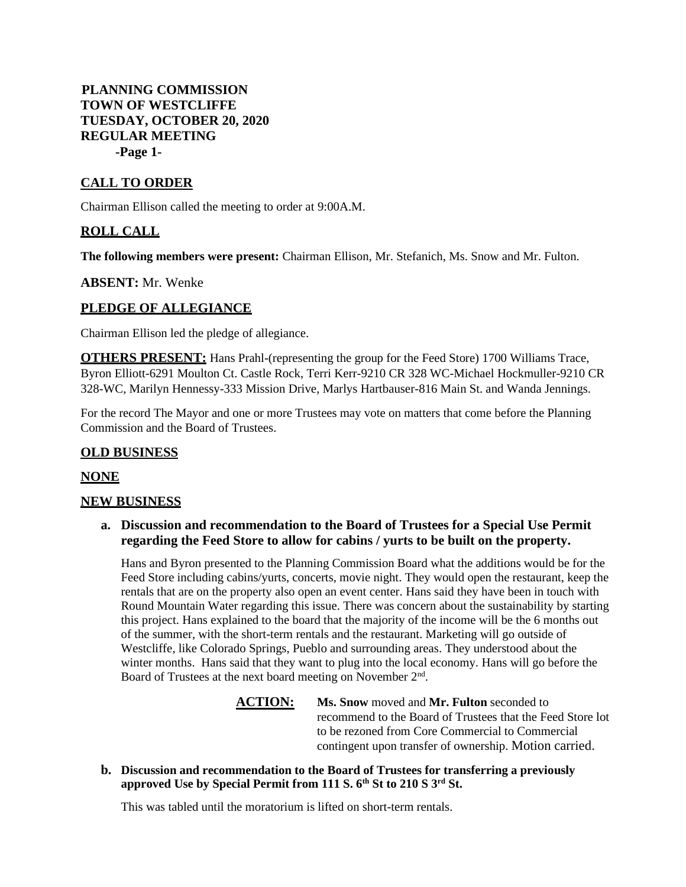**PLANNING COMMISSION**
**TOWN OF WESTCLIFFE**
**TUESDAY, OCTOBER 20, 2020**
**REGULAR MEETING**
**-Page 1-**

## CALL TO ORDER

Chairman Ellison called the meeting to order at 9:00A.M.

## ROLL CALL

**The following members were present:** Chairman Ellison, Mr. Stefanich, Ms. Snow and Mr. Fulton.

**ABSENT:** Mr. Wenke

## PLEDGE OF ALLEGIANCE

Chairman Ellison led the pledge of allegiance.

**OTHERS PRESENT:** Hans Prahl-(representing the group for the Feed Store) 1700 Williams Trace, Byron Elliott-6291 Moulton Ct. Castle Rock, Terri Kerr-9210 CR 328 WC-Michael Hockmuller-9210 CR 328-WC, Marilyn Hennessy-333 Mission Drive, Marlys Hartbauser-816 Main St. and Wanda Jennings.

For the record The Mayor and one or more Trustees may vote on matters that come before the Planning Commission and the Board of Trustees.

## OLD BUSINESS

## NONE

## NEW BUSINESS

**a. Discussion and recommendation to the Board of Trustees for a Special Use Permit regarding the Feed Store to allow for cabins / yurts to be built on the property.**

Hans and Byron presented to the Planning Commission Board what the additions would be for the Feed Store including cabins/yurts, concerts, movie night. They would open the restaurant, keep the rentals that are on the property also open an event center. Hans said they have been in touch with Round Mountain Water regarding this issue. There was concern about the sustainability by starting this project. Hans explained to the board that the majority of the income will be the 6 months out of the summer, with the short-term rentals and the restaurant. Marketing will go outside of Westcliffe, like Colorado Springs, Pueblo and surrounding areas. They understood about the winter months. Hans said that they want to plug into the local economy. Hans will go before the Board of Trustees at the next board meeting on November 2nd.

**ACTION:** **Ms. Snow** moved and **Mr. Fulton** seconded to recommend to the Board of Trustees that the Feed Store lot to be rezoned from Core Commercial to Commercial contingent upon transfer of ownership. Motion carried.

**b. Discussion and recommendation to the Board of Trustees for transferring a previously approved Use by Special Permit from 111 S. 6th St to 210 S 3rd St.**

This was tabled until the moratorium is lifted on short-term rentals.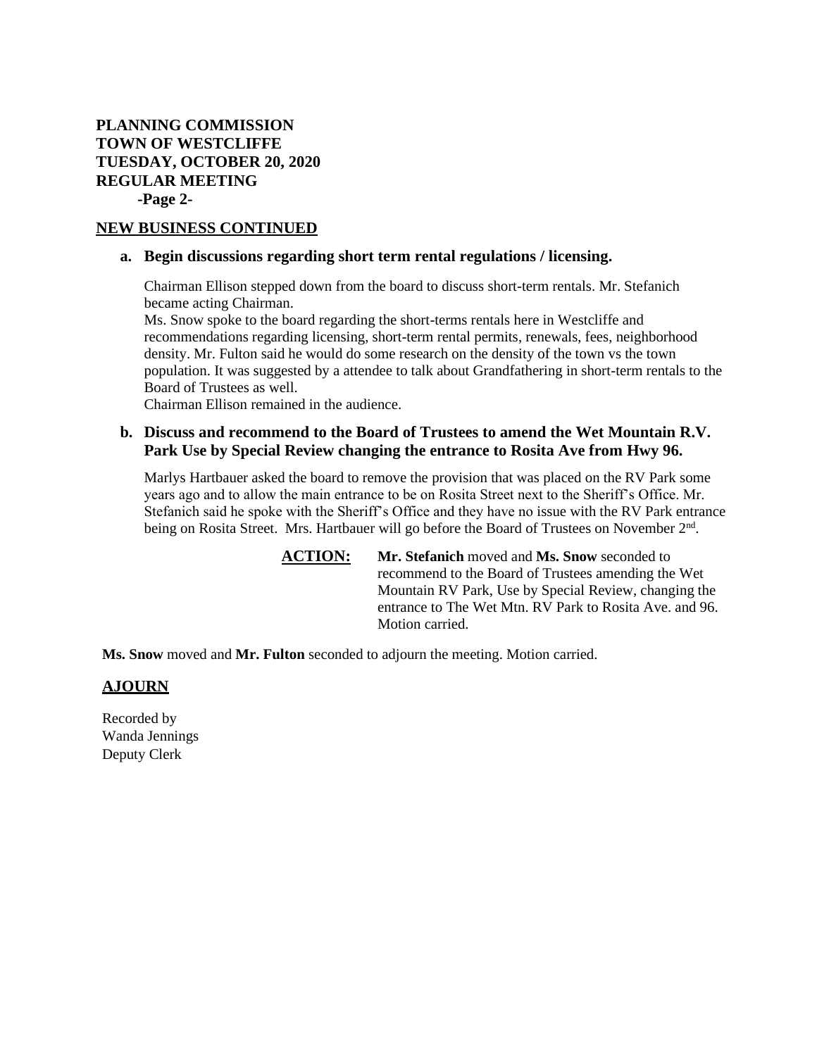**PLANNING COMMISSION**
**TOWN OF WESTCLIFFE**
**TUESDAY, OCTOBER 20, 2020**
**REGULAR MEETING**
**-Page 2-**

## NEW BUSINESS CONTINUED

**a. Begin discussions regarding short term rental regulations / licensing.**

Chairman Ellison stepped down from the board to discuss short-term rentals. Mr. Stefanich became acting Chairman.
Ms. Snow spoke to the board regarding the short-terms rentals here in Westcliffe and recommendations regarding licensing, short-term rental permits, renewals, fees, neighborhood density. Mr. Fulton said he would do some research on the density of the town vs the town population. It was suggested by a attendee to talk about Grandfathering in short-term rentals to the Board of Trustees as well.
Chairman Ellison remained in the audience.

**b. Discuss and recommend to the Board of Trustees to amend the Wet Mountain R.V. Park Use by Special Review changing the entrance to Rosita Ave from Hwy 96.**

Marlys Hartbauer asked the board to remove the provision that was placed on the RV Park some years ago and to allow the main entrance to be on Rosita Street next to the Sheriff's Office. Mr. Stefanich said he spoke with the Sheriff's Office and they have no issue with the RV Park entrance being on Rosita Street. Mrs. Hartbauer will go before the Board of Trustees on November 2nd.

**ACTION:** **Mr. Stefanich** moved and **Ms. Snow** seconded to recommend to the Board of Trustees amending the Wet Mountain RV Park, Use by Special Review, changing the entrance to The Wet Mtn. RV Park to Rosita Ave. and 96. Motion carried.

**Ms. Snow** moved and **Mr. Fulton** seconded to adjourn the meeting. Motion carried.

## AJOURN

Recorded by
Wanda Jennings
Deputy Clerk